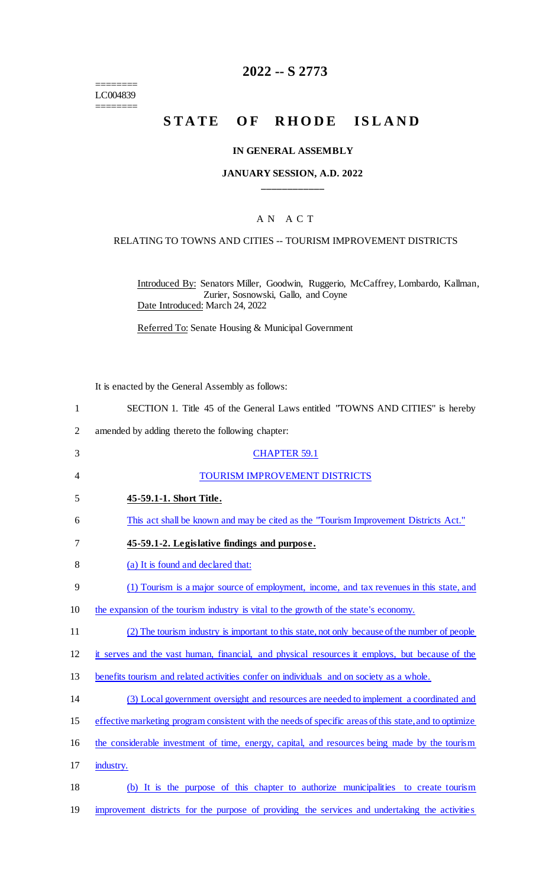# 2022 -- S 2773

========
LC004839
========

# STATE OF RHODE ISLAND

## IN GENERAL ASSEMBLY

### JANUARY SESSION, A.D. 2022

---

## AN ACT

### RELATING TO TOWNS AND CITIES -- TOURISM IMPROVEMENT DISTRICTS

Introduced By: Senators Miller, Goodwin, Ruggerio, McCaffrey, Lombardo, Kallman, Zurier, Sosnowski, Gallo, and Coyne

Date Introduced: March 24, 2022

Referred To: Senate Housing & Municipal Government

It is enacted by the General Assembly as follows:

1 SECTION 1. Title 45 of the General Laws entitled "TOWNS AND CITIES" is hereby
2 amended by adding thereto the following chapter:

3 CHAPTER 59.1

4 TOURISM IMPROVEMENT DISTRICTS

5 **45-59.1-1. Short Title.**

6 This act shall be known and may be cited as the "Tourism Improvement Districts Act."

7 **45-59.1-2. Legislative findings and purpose.**

8 (a) It is found and declared that:

9 (1) Tourism is a major source of employment, income, and tax revenues in this state, and
10 the expansion of the tourism industry is vital to the growth of the state's economy.

11 (2) The tourism industry is important to this state, not only because of the number of people
12 it serves and the vast human, financial, and physical resources it employs, but because of the
13 benefits tourism and related activities confer on individuals and on society as a whole.

14 (3) Local government oversight and resources are needed to implement a coordinated and
15 effective marketing program consistent with the needs of specific areas of this state, and to optimize
16 the considerable investment of time, energy, capital, and resources being made by the tourism
17 industry.

18 (b) It is the purpose of this chapter to authorize municipalities to create tourism
19 improvement districts for the purpose of providing the services and undertaking the activities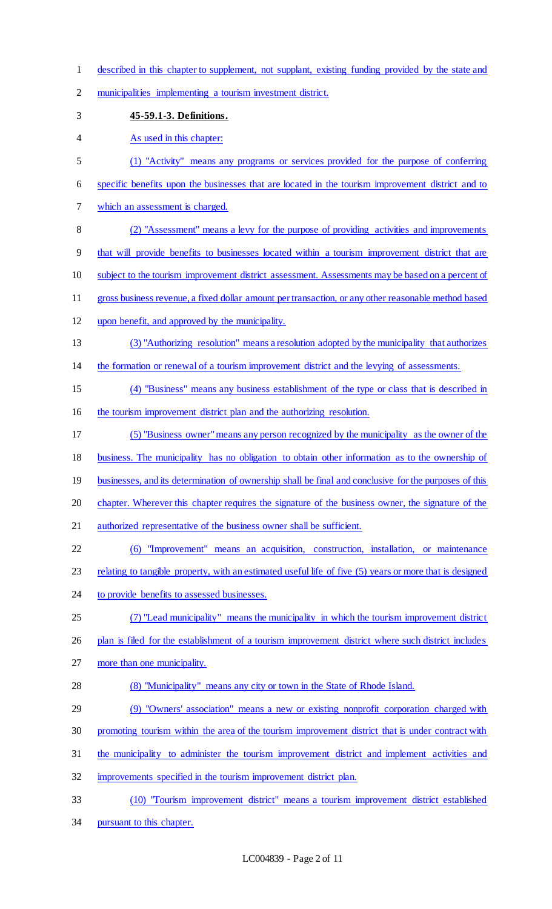described in this chapter to supplement, not supplant, existing funding provided by the state and municipalities implementing a tourism investment district.

**45-59.1-3. Definitions.**

As used in this chapter:

(1) "Activity" means any programs or services provided for the purpose of conferring specific benefits upon the businesses that are located in the tourism improvement district and to which an assessment is charged.

(2) "Assessment" means a levy for the purpose of providing activities and improvements that will provide benefits to businesses located within a tourism improvement district that are subject to the tourism improvement district assessment. Assessments may be based on a percent of gross business revenue, a fixed dollar amount per transaction, or any other reasonable method based upon benefit, and approved by the municipality.

(3) "Authorizing resolution" means a resolution adopted by the municipality that authorizes the formation or renewal of a tourism improvement district and the levying of assessments.

(4) "Business" means any business establishment of the type or class that is described in the tourism improvement district plan and the authorizing resolution.

(5) "Business owner" means any person recognized by the municipality as the owner of the business. The municipality has no obligation to obtain other information as to the ownership of businesses, and its determination of ownership shall be final and conclusive for the purposes of this chapter. Wherever this chapter requires the signature of the business owner, the signature of the authorized representative of the business owner shall be sufficient.

(6) "Improvement" means an acquisition, construction, installation, or maintenance relating to tangible property, with an estimated useful life of five (5) years or more that is designed to provide benefits to assessed businesses.

(7) "Lead municipality" means the municipality in which the tourism improvement district plan is filed for the establishment of a tourism improvement district where such district includes more than one municipality.

(8) "Municipality" means any city or town in the State of Rhode Island.

(9) "Owners' association" means a new or existing nonprofit corporation charged with promoting tourism within the area of the tourism improvement district that is under contract with the municipality to administer the tourism improvement district and implement activities and improvements specified in the tourism improvement district plan.

(10) "Tourism improvement district" means a tourism improvement district established pursuant to this chapter.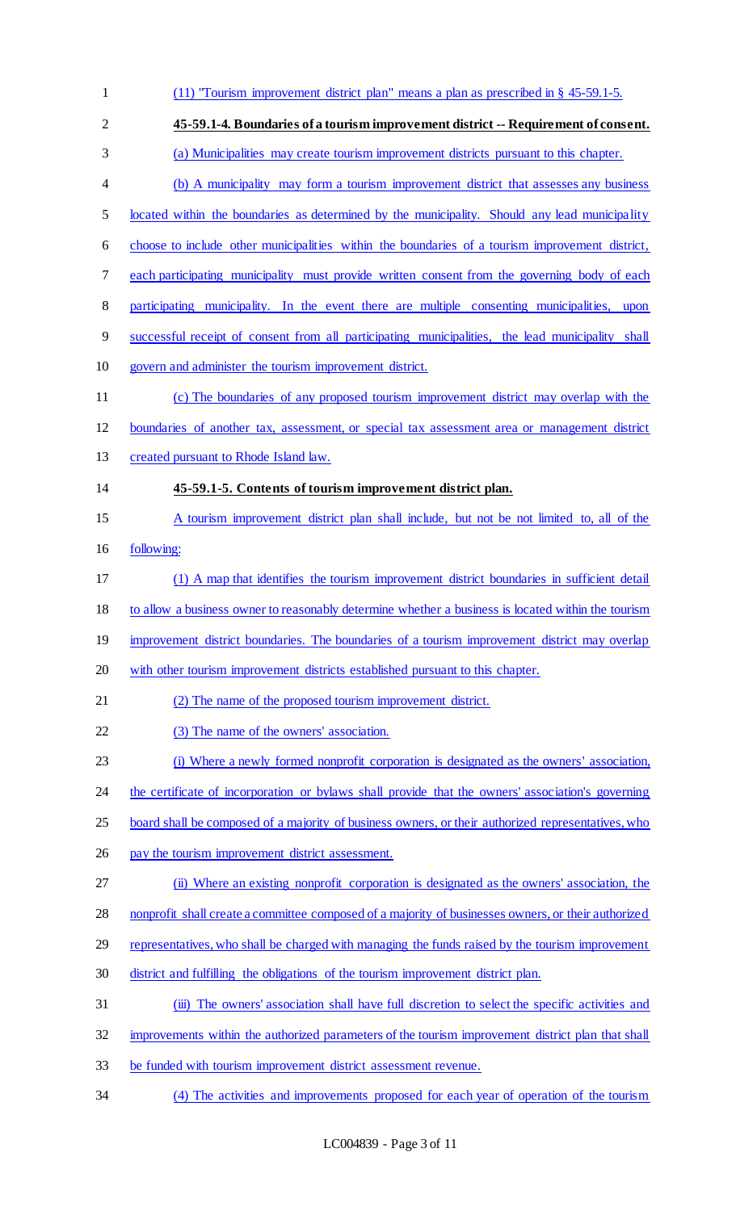(11) "Tourism improvement district plan" means a plan as prescribed in § 45-59.1-5.

**45-59.1-4. Boundaries of a tourism improvement district -- Requirement of consent.**

(a) Municipalities may create tourism improvement districts pursuant to this chapter.

(b) A municipality may form a tourism improvement district that assesses any business located within the boundaries as determined by the municipality. Should any lead municipality choose to include other municipalities within the boundaries of a tourism improvement district, each participating municipality must provide written consent from the governing body of each participating municipality. In the event there are multiple consenting municipalities, upon successful receipt of consent from all participating municipalities, the lead municipality shall govern and administer the tourism improvement district.

(c) The boundaries of any proposed tourism improvement district may overlap with the boundaries of another tax, assessment, or special tax assessment area or management district created pursuant to Rhode Island law.

**45-59.1-5. Contents of tourism improvement district plan.**

A tourism improvement district plan shall include, but not be not limited to, all of the following:

(1) A map that identifies the tourism improvement district boundaries in sufficient detail to allow a business owner to reasonably determine whether a business is located within the tourism improvement district boundaries. The boundaries of a tourism improvement district may overlap with other tourism improvement districts established pursuant to this chapter.

(2) The name of the proposed tourism improvement district.

(3) The name of the owners' association.

(i) Where a newly formed nonprofit corporation is designated as the owners' association, the certificate of incorporation or bylaws shall provide that the owners' association's governing board shall be composed of a majority of business owners, or their authorized representatives, who pay the tourism improvement district assessment.

(ii) Where an existing nonprofit corporation is designated as the owners' association, the nonprofit shall create a committee composed of a majority of businesses owners, or their authorized representatives, who shall be charged with managing the funds raised by the tourism improvement district and fulfilling the obligations of the tourism improvement district plan.

(iii) The owners' association shall have full discretion to select the specific activities and improvements within the authorized parameters of the tourism improvement district plan that shall be funded with tourism improvement district assessment revenue.

(4) The activities and improvements proposed for each year of operation of the tourism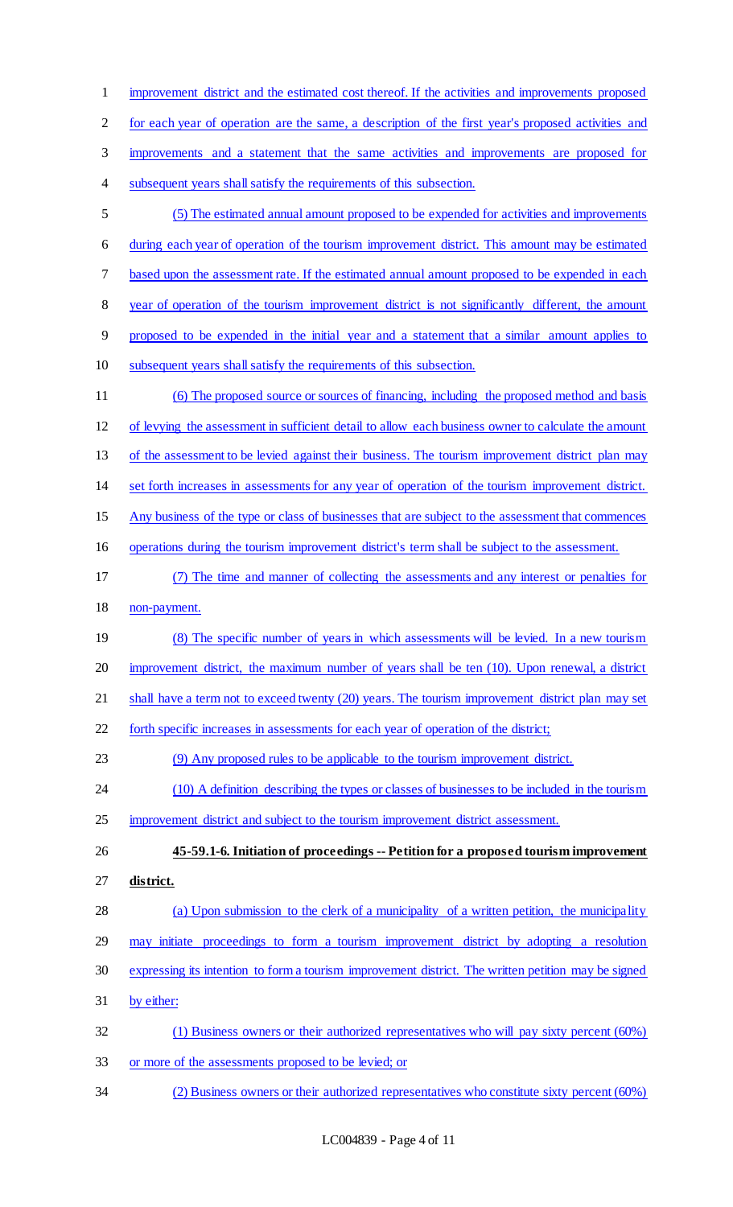improvement district and the estimated cost thereof. If the activities and improvements proposed for each year of operation are the same, a description of the first year's proposed activities and improvements and a statement that the same activities and improvements are proposed for subsequent years shall satisfy the requirements of this subsection.

(5) The estimated annual amount proposed to be expended for activities and improvements during each year of operation of the tourism improvement district. This amount may be estimated based upon the assessment rate. If the estimated annual amount proposed to be expended in each year of operation of the tourism improvement district is not significantly different, the amount proposed to be expended in the initial year and a statement that a similar amount applies to subsequent years shall satisfy the requirements of this subsection.

(6) The proposed source or sources of financing, including the proposed method and basis of levying the assessment in sufficient detail to allow each business owner to calculate the amount of the assessment to be levied against their business. The tourism improvement district plan may set forth increases in assessments for any year of operation of the tourism improvement district. Any business of the type or class of businesses that are subject to the assessment that commences operations during the tourism improvement district's term shall be subject to the assessment.

(7) The time and manner of collecting the assessments and any interest or penalties for non-payment.

(8) The specific number of years in which assessments will be levied. In a new tourism improvement district, the maximum number of years shall be ten (10). Upon renewal, a district shall have a term not to exceed twenty (20) years. The tourism improvement district plan may set forth specific increases in assessments for each year of operation of the district;

(9) Any proposed rules to be applicable to the tourism improvement district.

(10) A definition describing the types or classes of businesses to be included in the tourism improvement district and subject to the tourism improvement district assessment.

**45-59.1-6. Initiation of proceedings -- Petition for a proposed tourism improvement district.**

(a) Upon submission to the clerk of a municipality of a written petition, the municipality may initiate proceedings to form a tourism improvement district by adopting a resolution expressing its intention to form a tourism improvement district. The written petition may be signed by either:

(1) Business owners or their authorized representatives who will pay sixty percent (60%) or more of the assessments proposed to be levied; or

(2) Business owners or their authorized representatives who constitute sixty percent (60%)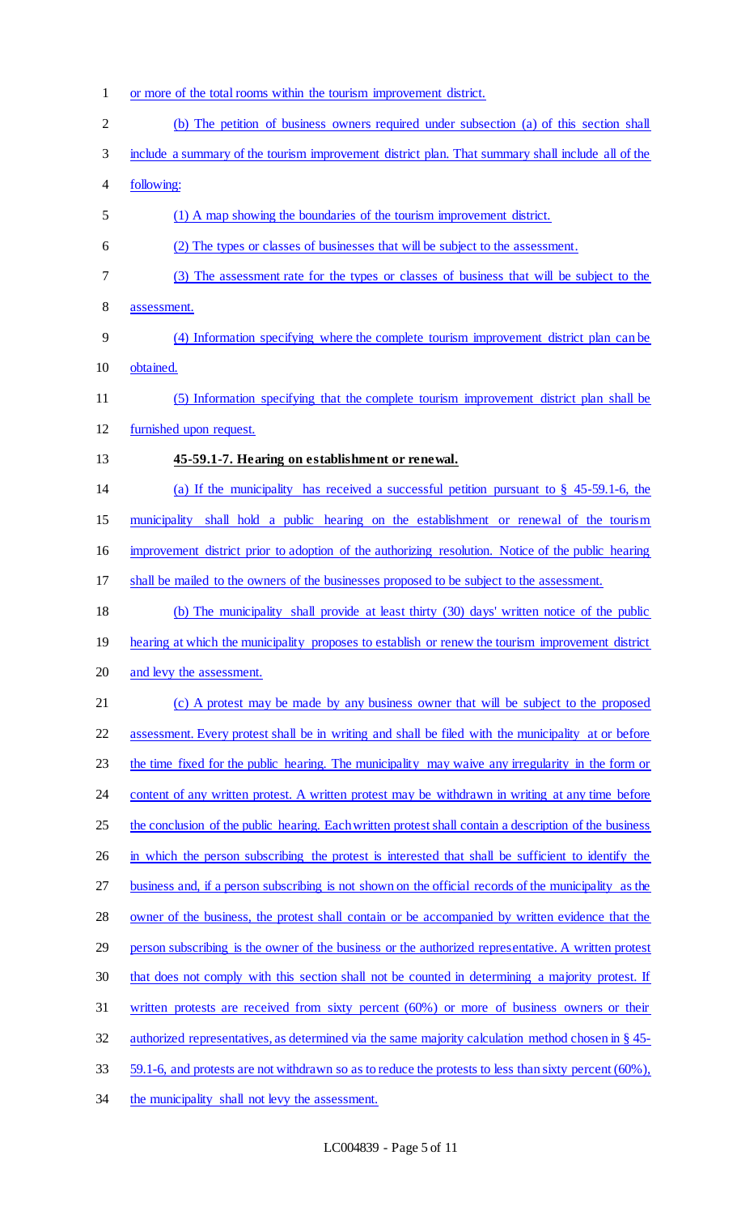or more of the total rooms within the tourism improvement district.

(b) The petition of business owners required under subsection (a) of this section shall include a summary of the tourism improvement district plan. That summary shall include all of the following:

(1) A map showing the boundaries of the tourism improvement district.

(2) The types or classes of businesses that will be subject to the assessment.

(3) The assessment rate for the types or classes of business that will be subject to the assessment.

(4) Information specifying where the complete tourism improvement district plan can be obtained.

(5) Information specifying that the complete tourism improvement district plan shall be furnished upon request.

**45-59.1-7. Hearing on establishment or renewal.**

(a) If the municipality has received a successful petition pursuant to § 45-59.1-6, the municipality shall hold a public hearing on the establishment or renewal of the tourism improvement district prior to adoption of the authorizing resolution. Notice of the public hearing shall be mailed to the owners of the businesses proposed to be subject to the assessment.

(b) The municipality shall provide at least thirty (30) days' written notice of the public hearing at which the municipality proposes to establish or renew the tourism improvement district and levy the assessment.

(c) A protest may be made by any business owner that will be subject to the proposed assessment. Every protest shall be in writing and shall be filed with the municipality at or before the time fixed for the public hearing. The municipality may waive any irregularity in the form or content of any written protest. A written protest may be withdrawn in writing at any time before the conclusion of the public hearing. Each written protest shall contain a description of the business in which the person subscribing the protest is interested that shall be sufficient to identify the business and, if a person subscribing is not shown on the official records of the municipality as the owner of the business, the protest shall contain or be accompanied by written evidence that the person subscribing is the owner of the business or the authorized representative. A written protest that does not comply with this section shall not be counted in determining a majority protest. If written protests are received from sixty percent (60%) or more of business owners or their authorized representatives, as determined via the same majority calculation method chosen in § 45-59.1-6, and protests are not withdrawn so as to reduce the protests to less than sixty percent (60%), the municipality shall not levy the assessment.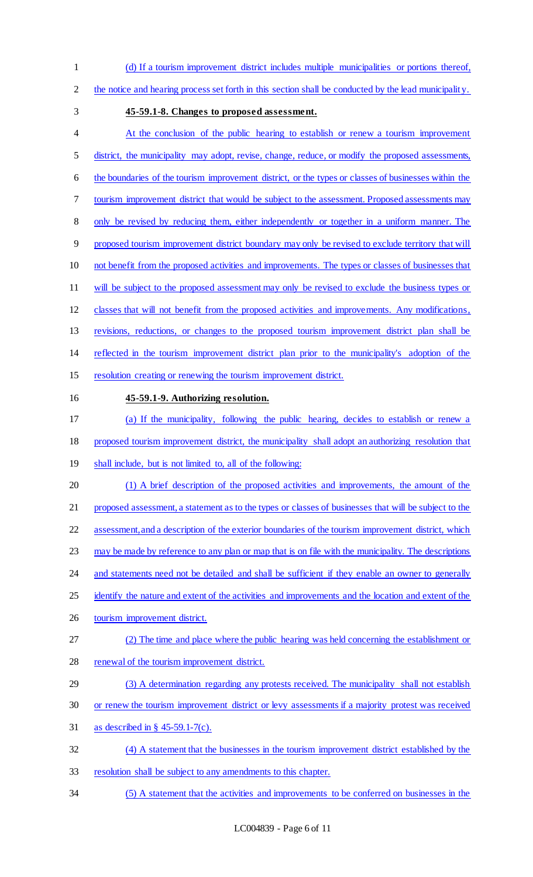(d) If a tourism improvement district includes multiple municipalities or portions thereof, the notice and hearing process set forth in this section shall be conducted by the lead municipality.

**45-59.1-8. Changes to proposed assessment.**

At the conclusion of the public hearing to establish or renew a tourism improvement district, the municipality may adopt, revise, change, reduce, or modify the proposed assessments, the boundaries of the tourism improvement district, or the types or classes of businesses within the tourism improvement district that would be subject to the assessment. Proposed assessments may only be revised by reducing them, either independently or together in a uniform manner. The proposed tourism improvement district boundary may only be revised to exclude territory that will not benefit from the proposed activities and improvements. The types or classes of businesses that will be subject to the proposed assessment may only be revised to exclude the business types or classes that will not benefit from the proposed activities and improvements. Any modifications, revisions, reductions, or changes to the proposed tourism improvement district plan shall be reflected in the tourism improvement district plan prior to the municipality's adoption of the resolution creating or renewing the tourism improvement district.

**45-59.1-9. Authorizing resolution.**

(a) If the municipality, following the public hearing, decides to establish or renew a proposed tourism improvement district, the municipality shall adopt an authorizing resolution that shall include, but is not limited to, all of the following:

(1) A brief description of the proposed activities and improvements, the amount of the proposed assessment, a statement as to the types or classes of businesses that will be subject to the assessment, and a description of the exterior boundaries of the tourism improvement district, which may be made by reference to any plan or map that is on file with the municipality. The descriptions and statements need not be detailed and shall be sufficient if they enable an owner to generally identify the nature and extent of the activities and improvements and the location and extent of the tourism improvement district.

(2) The time and place where the public hearing was held concerning the establishment or renewal of the tourism improvement district.

(3) A determination regarding any protests received. The municipality shall not establish or renew the tourism improvement district or levy assessments if a majority protest was received as described in § 45-59.1-7(c).

(4) A statement that the businesses in the tourism improvement district established by the resolution shall be subject to any amendments to this chapter.

(5) A statement that the activities and improvements to be conferred on businesses in the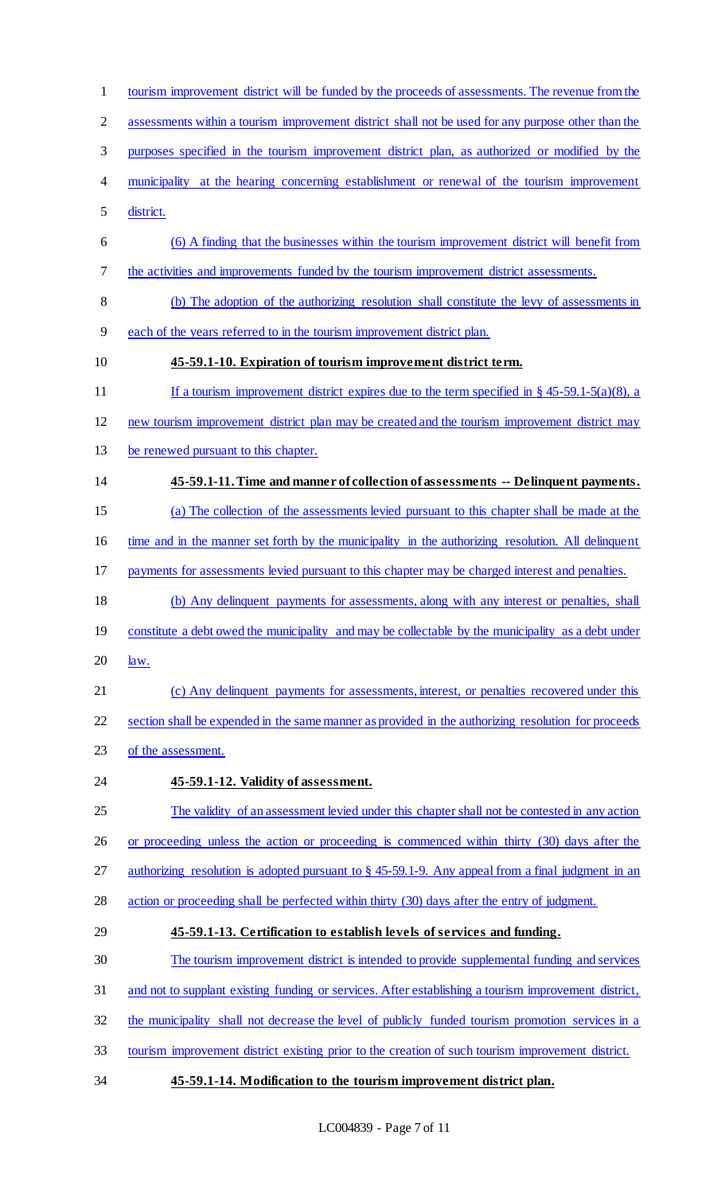tourism improvement district will be funded by the proceeds of assessments. The revenue from the assessments within a tourism improvement district shall not be used for any purpose other than the purposes specified in the tourism improvement district plan, as authorized or modified by the municipality at the hearing concerning establishment or renewal of the tourism improvement district.

(6) A finding that the businesses within the tourism improvement district will benefit from the activities and improvements funded by the tourism improvement district assessments.

(b) The adoption of the authorizing resolution shall constitute the levy of assessments in each of the years referred to in the tourism improvement district plan.

**45-59.1-10. Expiration of tourism improvement district term.**

If a tourism improvement district expires due to the term specified in § 45-59.1-5(a)(8), a new tourism improvement district plan may be created and the tourism improvement district may be renewed pursuant to this chapter.

**45-59.1-11. Time and manner of collection of assessments -- Delinquent payments.**

(a) The collection of the assessments levied pursuant to this chapter shall be made at the time and in the manner set forth by the municipality in the authorizing resolution. All delinquent payments for assessments levied pursuant to this chapter may be charged interest and penalties.

(b) Any delinquent payments for assessments, along with any interest or penalties, shall constitute a debt owed the municipality and may be collectable by the municipality as a debt under law.

(c) Any delinquent payments for assessments, interest, or penalties recovered under this section shall be expended in the same manner as provided in the authorizing resolution for proceeds of the assessment.

**45-59.1-12. Validity of assessment.**

The validity of an assessment levied under this chapter shall not be contested in any action or proceeding unless the action or proceeding is commenced within thirty (30) days after the authorizing resolution is adopted pursuant to § 45-59.1-9. Any appeal from a final judgment in an action or proceeding shall be perfected within thirty (30) days after the entry of judgment.

**45-59.1-13. Certification to establish levels of services and funding.**

The tourism improvement district is intended to provide supplemental funding and services and not to supplant existing funding or services. After establishing a tourism improvement district, the municipality shall not decrease the level of publicly funded tourism promotion services in a tourism improvement district existing prior to the creation of such tourism improvement district.

**45-59.1-14. Modification to the tourism improvement district plan.**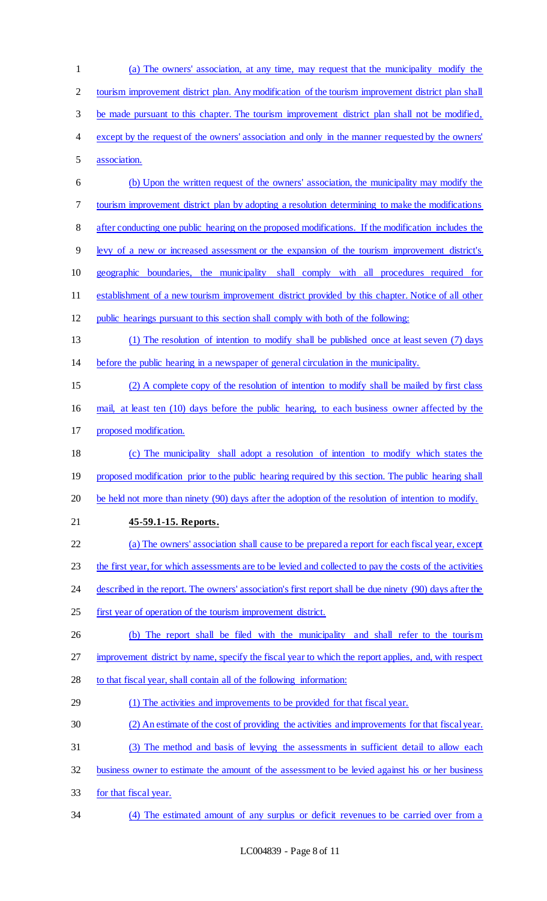(a) The owners' association, at any time, may request that the municipality modify the tourism improvement district plan. Any modification of the tourism improvement district plan shall be made pursuant to this chapter. The tourism improvement district plan shall not be modified, except by the request of the owners' association and only in the manner requested by the owners' association.

(b) Upon the written request of the owners' association, the municipality may modify the tourism improvement district plan by adopting a resolution determining to make the modifications after conducting one public hearing on the proposed modifications. If the modification includes the levy of a new or increased assessment or the expansion of the tourism improvement district's geographic boundaries, the municipality shall comply with all procedures required for establishment of a new tourism improvement district provided by this chapter. Notice of all other public hearings pursuant to this section shall comply with both of the following:

(1) The resolution of intention to modify shall be published once at least seven (7) days before the public hearing in a newspaper of general circulation in the municipality.

(2) A complete copy of the resolution of intention to modify shall be mailed by first class mail, at least ten (10) days before the public hearing, to each business owner affected by the proposed modification.

(c) The municipality shall adopt a resolution of intention to modify which states the proposed modification prior to the public hearing required by this section. The public hearing shall be held not more than ninety (90) days after the adoption of the resolution of intention to modify.

**45-59.1-15. Reports.**

(a) The owners' association shall cause to be prepared a report for each fiscal year, except the first year, for which assessments are to be levied and collected to pay the costs of the activities described in the report. The owners' association's first report shall be due ninety (90) days after the first year of operation of the tourism improvement district.

(b) The report shall be filed with the municipality and shall refer to the tourism improvement district by name, specify the fiscal year to which the report applies, and, with respect to that fiscal year, shall contain all of the following information:

(1) The activities and improvements to be provided for that fiscal year.

(2) An estimate of the cost of providing the activities and improvements for that fiscal year.

(3) The method and basis of levying the assessments in sufficient detail to allow each business owner to estimate the amount of the assessment to be levied against his or her business for that fiscal year.

(4) The estimated amount of any surplus or deficit revenues to be carried over from a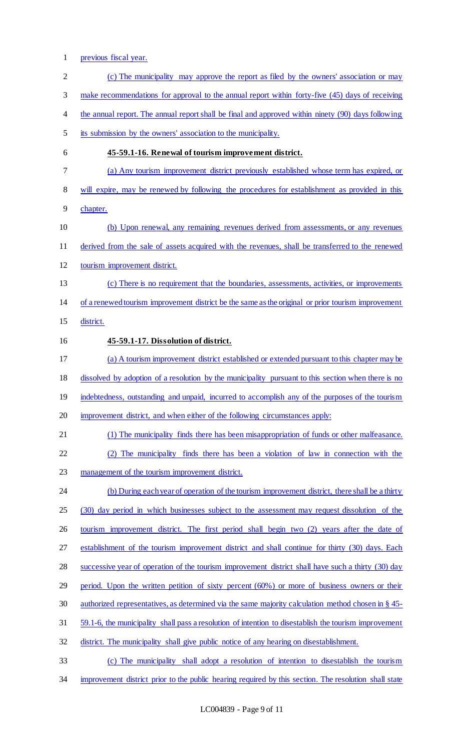previous fiscal year.

(c) The municipality may approve the report as filed by the owners' association or may make recommendations for approval to the annual report within forty-five (45) days of receiving the annual report. The annual report shall be final and approved within ninety (90) days following its submission by the owners' association to the municipality.

**45-59.1-16. Renewal of tourism improvement district.**

(a) Any tourism improvement district previously established whose term has expired, or will expire, may be renewed by following the procedures for establishment as provided in this chapter.

(b) Upon renewal, any remaining revenues derived from assessments, or any revenues derived from the sale of assets acquired with the revenues, shall be transferred to the renewed tourism improvement district.

(c) There is no requirement that the boundaries, assessments, activities, or improvements of a renewed tourism improvement district be the same as the original or prior tourism improvement district.

**45-59.1-17. Dissolution of district.**

(a) A tourism improvement district established or extended pursuant to this chapter may be dissolved by adoption of a resolution by the municipality pursuant to this section when there is no indebtedness, outstanding and unpaid, incurred to accomplish any of the purposes of the tourism improvement district, and when either of the following circumstances apply:

(1) The municipality finds there has been misappropriation of funds or other malfeasance.

(2) The municipality finds there has been a violation of law in connection with the management of the tourism improvement district.

(b) During each year of operation of the tourism improvement district, there shall be a thirty (30) day period in which businesses subject to the assessment may request dissolution of the tourism improvement district. The first period shall begin two (2) years after the date of establishment of the tourism improvement district and shall continue for thirty (30) days. Each successive year of operation of the tourism improvement district shall have such a thirty (30) day period. Upon the written petition of sixty percent (60%) or more of business owners or their authorized representatives, as determined via the same majority calculation method chosen in § 45-59.1-6, the municipality shall pass a resolution of intention to disestablish the tourism improvement district. The municipality shall give public notice of any hearing on disestablishment.

(c) The municipality shall adopt a resolution of intention to disestablish the tourism improvement district prior to the public hearing required by this section. The resolution shall state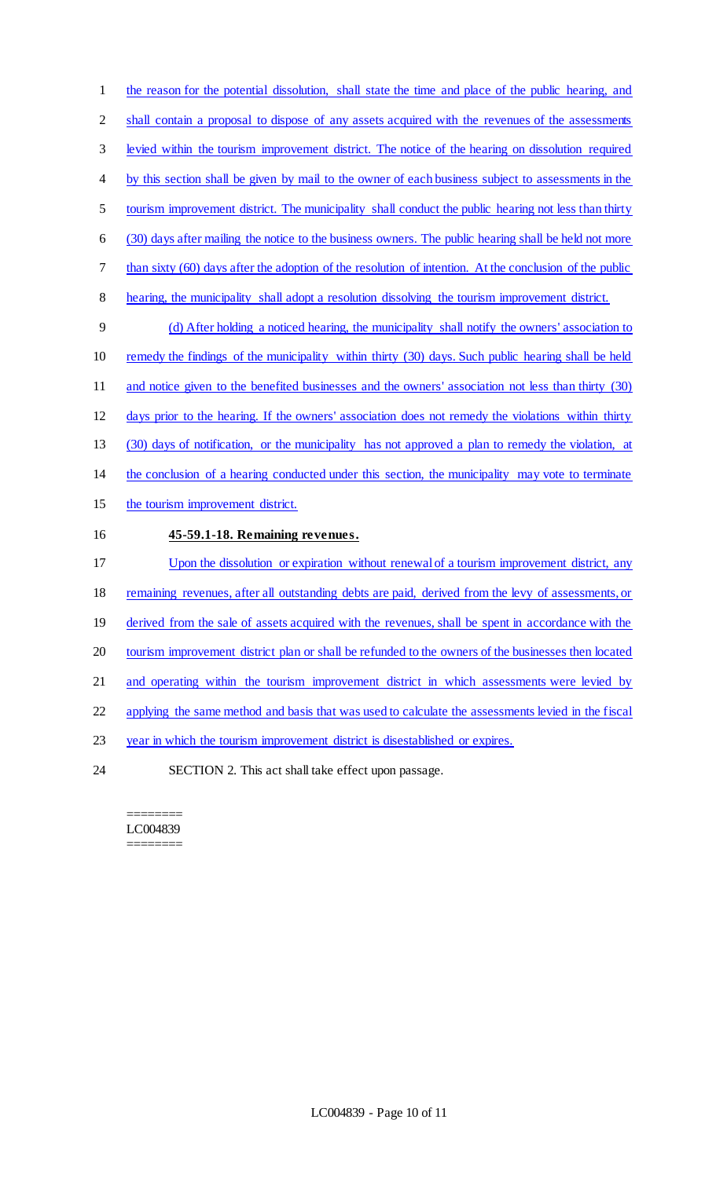the reason for the potential dissolution, shall state the time and place of the public hearing, and shall contain a proposal to dispose of any assets acquired with the revenues of the assessments levied within the tourism improvement district. The notice of the hearing on dissolution required by this section shall be given by mail to the owner of each business subject to assessments in the tourism improvement district. The municipality shall conduct the public hearing not less than thirty (30) days after mailing the notice to the business owners. The public hearing shall be held not more than sixty (60) days after the adoption of the resolution of intention. At the conclusion of the public hearing, the municipality shall adopt a resolution dissolving the tourism improvement district.

(d) After holding a noticed hearing, the municipality shall notify the owners' association to remedy the findings of the municipality within thirty (30) days. Such public hearing shall be held and notice given to the benefited businesses and the owners' association not less than thirty (30) days prior to the hearing. If the owners' association does not remedy the violations within thirty (30) days of notification, or the municipality has not approved a plan to remedy the violation, at the conclusion of a hearing conducted under this section, the municipality may vote to terminate the tourism improvement district.

**45-59.1-18. Remaining revenues.**

Upon the dissolution or expiration without renewal of a tourism improvement district, any remaining revenues, after all outstanding debts are paid, derived from the levy of assessments, or derived from the sale of assets acquired with the revenues, shall be spent in accordance with the tourism improvement district plan or shall be refunded to the owners of the businesses then located and operating within the tourism improvement district in which assessments were levied by applying the same method and basis that was used to calculate the assessments levied in the fiscal year in which the tourism improvement district is disestablished or expires.

SECTION 2. This act shall take effect upon passage.

========
LC004839
========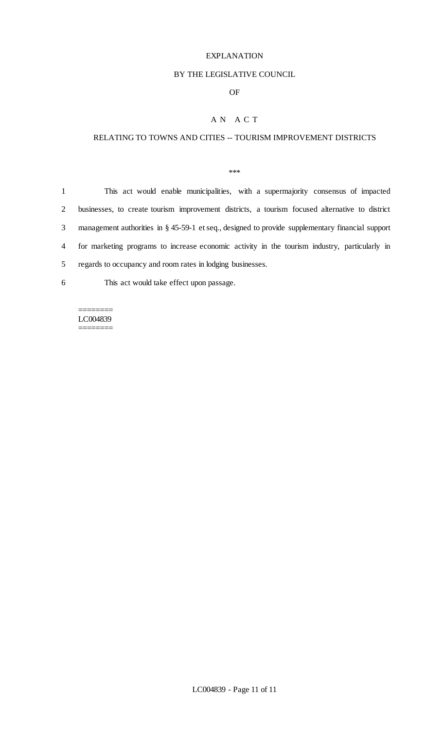EXPLANATION

BY THE LEGISLATIVE COUNCIL

OF

A N A C T

RELATING TO TOWNS AND CITIES -- TOURISM IMPROVEMENT DISTRICTS

\*\*\*

This act would enable municipalities, with a supermajority consensus of impacted businesses, to create tourism improvement districts, a tourism focused alternative to district management authorities in § 45-59-1 et seq., designed to provide supplementary financial support for marketing programs to increase economic activity in the tourism industry, particularly in regards to occupancy and room rates in lodging businesses.

This act would take effect upon passage.

========
LC004839
========